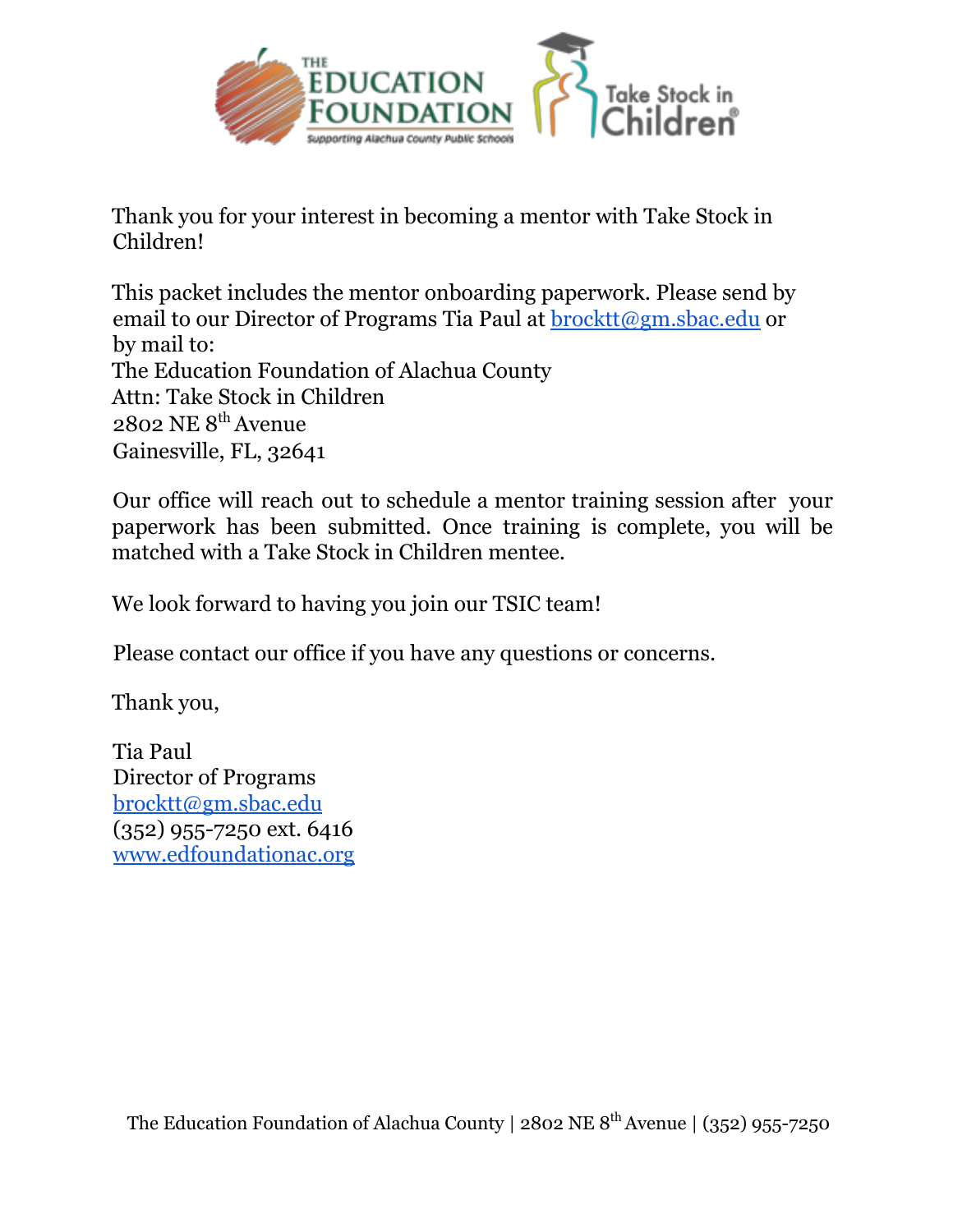Thank you for your interest in becoming a mentor with Take Stock in Children!

This packet includes the mentor onboarding paperwork. Please send by email to our Director of Programs Tia Paul at brocktt@gm.sbac.edu or by mail to:
The Education Foundation of Alachua County
Attn: Take Stock in Children
2802 NE 8th Avenue
Gainesville, FL, 32641

Our office will reach out to schedule a mentor training session after your paperwork has been submitted. Once training is complete, you will be matched with a Take Stock in Children mentee.

We look forward to having you join our TSIC team!

Please contact our office if you have any questions or concerns.

Thank you,

Tia Paul
Director of Programs
brocktt@gm.sbac.edu
(352) 955-7250 ext. 6416
www.edfoundationac.org

The Education Foundation of Alachua County | 2802 NE 8th Avenue | (352) 955-7250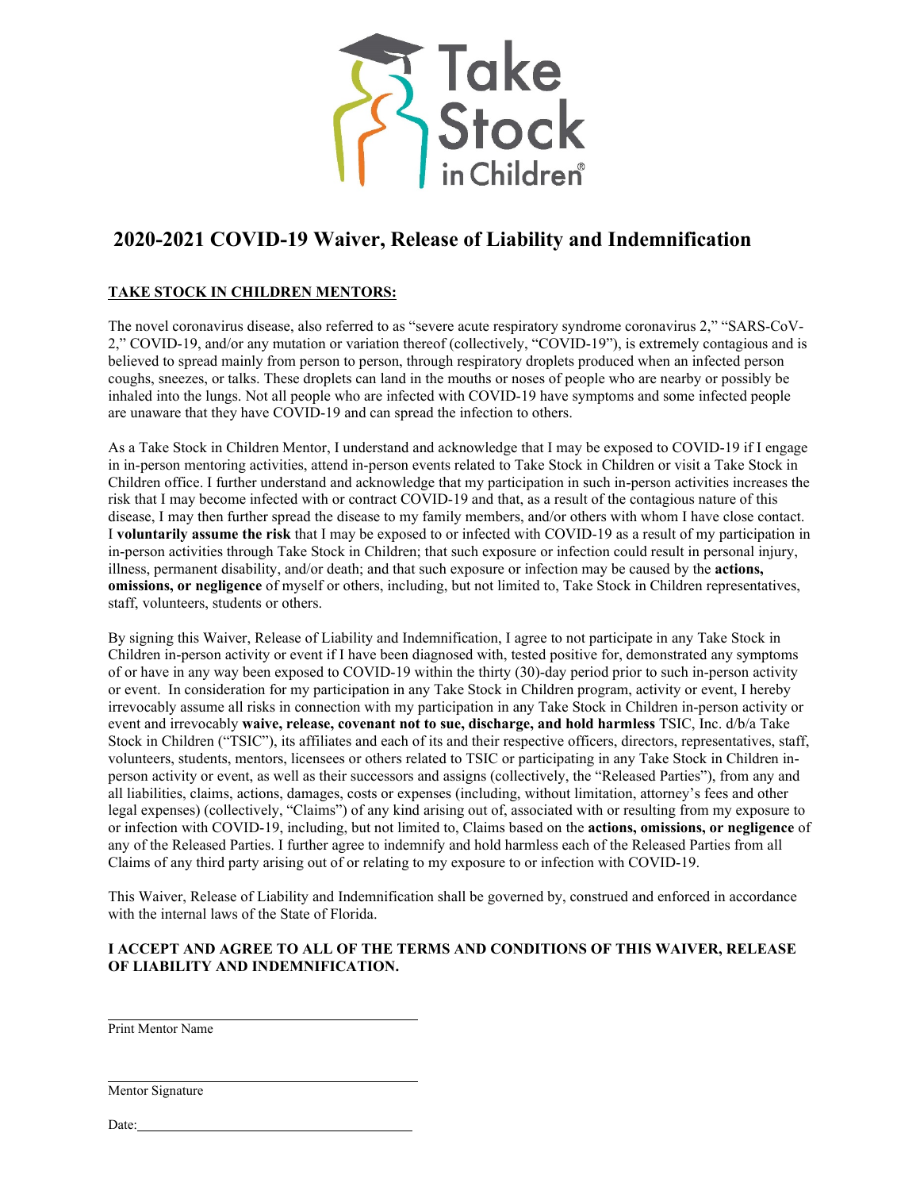# 2020-2021 COVID-19 Waiver, Release of Liability and Indemnification

**TAKE STOCK IN CHILDREN MENTORS:**

The novel coronavirus disease, also referred to as "severe acute respiratory syndrome coronavirus 2," "SARS-CoV-2," COVID-19, and/or any mutation or variation thereof (collectively, "COVID-19"), is extremely contagious and is believed to spread mainly from person to person, through respiratory droplets produced when an infected person coughs, sneezes, or talks. These droplets can land in the mouths or noses of people who are nearby or possibly be inhaled into the lungs. Not all people who are infected with COVID-19 have symptoms and some infected people are unaware that they have COVID-19 and can spread the infection to others.

As a Take Stock in Children Mentor, I understand and acknowledge that I may be exposed to COVID-19 if I engage in in-person mentoring activities, attend in-person events related to Take Stock in Children or visit a Take Stock in Children office. I further understand and acknowledge that my participation in such in-person activities increases the risk that I may become infected with or contract COVID-19 and that, as a result of the contagious nature of this disease, I may then further spread the disease to my family members, and/or others with whom I have close contact. I **voluntarily assume the risk** that I may be exposed to or infected with COVID-19 as a result of my participation in in-person activities through Take Stock in Children; that such exposure or infection could result in personal injury, illness, permanent disability, and/or death; and that such exposure or infection may be caused by the **actions, omissions, or negligence** of myself or others, including, but not limited to, Take Stock in Children representatives, staff, volunteers, students or others.

By signing this Waiver, Release of Liability and Indemnification, I agree to not participate in any Take Stock in Children in-person activity or event if I have been diagnosed with, tested positive for, demonstrated any symptoms of or have in any way been exposed to COVID-19 within the thirty (30)-day period prior to such in-person activity or event. In consideration for my participation in any Take Stock in Children program, activity or event, I hereby irrevocably assume all risks in connection with my participation in any Take Stock in Children in-person activity or event and irrevocably **waive, release, covenant not to sue, discharge, and hold harmless** TSIC, Inc. d/b/a Take Stock in Children ("TSIC"), its affiliates and each of its and their respective officers, directors, representatives, staff, volunteers, students, mentors, licensees or others related to TSIC or participating in any Take Stock in Children in-person activity or event, as well as their successors and assigns (collectively, the "Released Parties"), from any and all liabilities, claims, actions, damages, costs or expenses (including, without limitation, attorney's fees and other legal expenses) (collectively, "Claims") of any kind arising out of, associated with or resulting from my exposure to or infection with COVID-19, including, but not limited to, Claims based on the **actions, omissions, or negligence** of any of the Released Parties. I further agree to indemnify and hold harmless each of the Released Parties from all Claims of any third party arising out of or relating to my exposure to or infection with COVID-19.

This Waiver, Release of Liability and Indemnification shall be governed by, construed and enforced in accordance with the internal laws of the State of Florida.

**I ACCEPT AND AGREE TO ALL OF THE TERMS AND CONDITIONS OF THIS WAIVER, RELEASE OF LIABILITY AND INDEMNIFICATION.**

______________________________
Print Mentor Name

______________________________
Mentor Signature

Date: ______________________________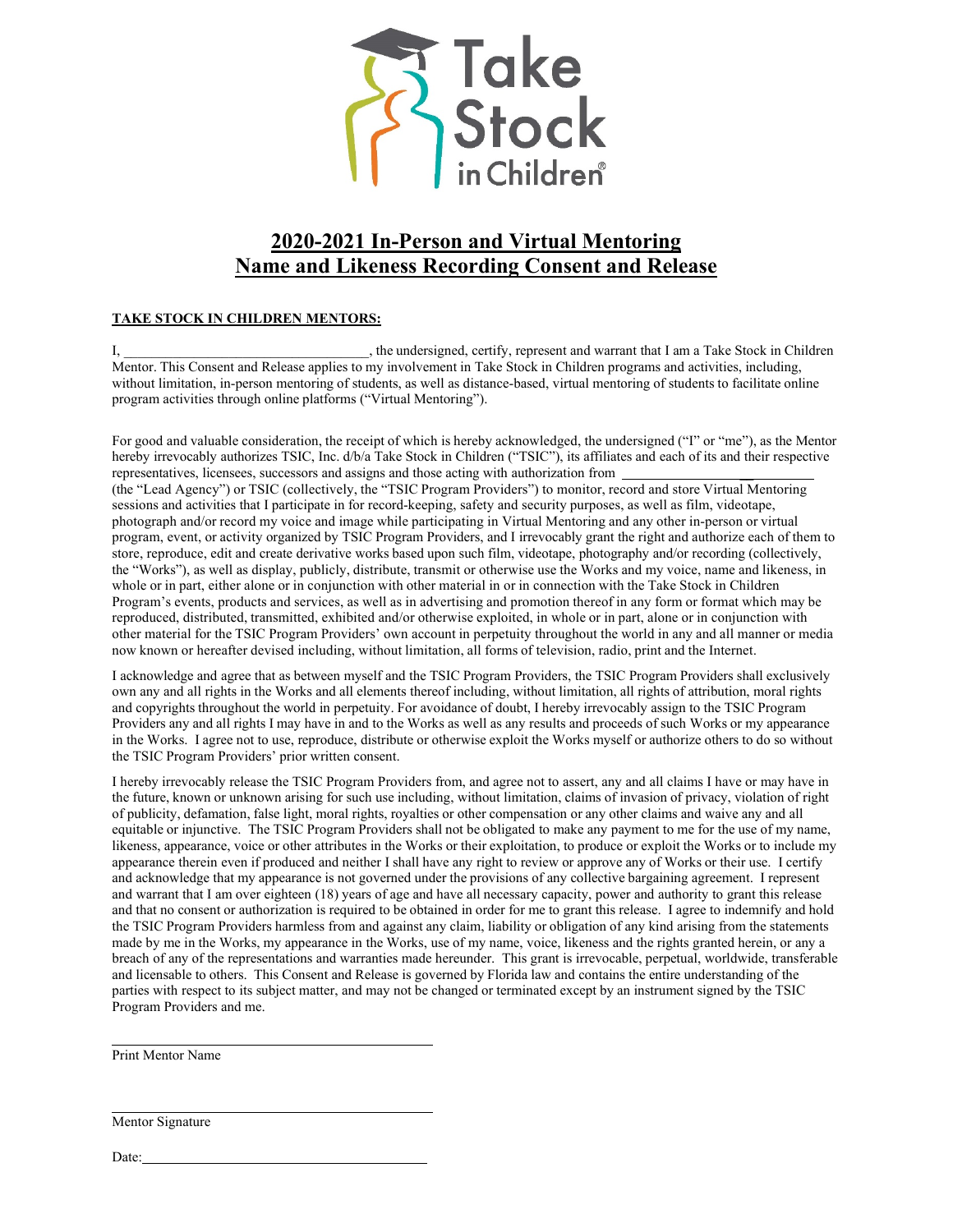# 2020-2021 In-Person and Virtual Mentoring Name and Likeness Recording Consent and Release

**TAKE STOCK IN CHILDREN MENTORS:**

I, ________________________________, the undersigned, certify, represent and warrant that I am a Take Stock in Children Mentor. This Consent and Release applies to my involvement in Take Stock in Children programs and activities, including, without limitation, in-person mentoring of students, as well as distance-based, virtual mentoring of students to facilitate online program activities through online platforms ("Virtual Mentoring").

For good and valuable consideration, the receipt of which is hereby acknowledged, the undersigned ("I" or "me"), as the Mentor hereby irrevocably authorizes TSIC, Inc. d/b/a Take Stock in Children ("TSIC"), its affiliates and each of its and their respective representatives, licensees, successors and assigns and those acting with authorization from ____________________ (the "Lead Agency") or TSIC (collectively, the "TSIC Program Providers") to monitor, record and store Virtual Mentoring sessions and activities that I participate in for record-keeping, safety and security purposes, as well as film, videotape, photograph and/or record my voice and image while participating in Virtual Mentoring and any other in-person or virtual program, event, or activity organized by TSIC Program Providers, and I irrevocably grant the right and authorize each of them to store, reproduce, edit and create derivative works based upon such film, videotape, photography and/or recording (collectively, the "Works"), as well as display, publicly, distribute, transmit or otherwise use the Works and my voice, name and likeness, in whole or in part, either alone or in conjunction with other material in or in connection with the Take Stock in Children Program's events, products and services, as well as in advertising and promotion thereof in any form or format which may be reproduced, distributed, transmitted, exhibited and/or otherwise exploited, in whole or in part, alone or in conjunction with other material for the TSIC Program Providers' own account in perpetuity throughout the world in any and all manner or media now known or hereafter devised including, without limitation, all forms of television, radio, print and the Internet.

I acknowledge and agree that as between myself and the TSIC Program Providers, the TSIC Program Providers shall exclusively own any and all rights in the Works and all elements thereof including, without limitation, all rights of attribution, moral rights and copyrights throughout the world in perpetuity. For avoidance of doubt, I hereby irrevocably assign to the TSIC Program Providers any and all rights I may have in and to the Works as well as any results and proceeds of such Works or my appearance in the Works. I agree not to use, reproduce, distribute or otherwise exploit the Works myself or authorize others to do so without the TSIC Program Providers' prior written consent.

I hereby irrevocably release the TSIC Program Providers from, and agree not to assert, any and all claims I have or may have in the future, known or unknown arising for such use including, without limitation, claims of invasion of privacy, violation of right of publicity, defamation, false light, moral rights, royalties or other compensation or any other claims and waive any and all equitable or injunctive. The TSIC Program Providers shall not be obligated to make any payment to me for the use of my name, likeness, appearance, voice or other attributes in the Works or their exploitation, to produce or exploit the Works or to include my appearance therein even if produced and neither I shall have any right to review or approve any of Works or their use. I certify and acknowledge that my appearance is not governed under the provisions of any collective bargaining agreement. I represent and warrant that I am over eighteen (18) years of age and have all necessary capacity, power and authority to grant this release and that no consent or authorization is required to be obtained in order for me to grant this release. I agree to indemnify and hold the TSIC Program Providers harmless from and against any claim, liability or obligation of any kind arising from the statements made by me in the Works, my appearance in the Works, use of my name, voice, likeness and the rights granted herein, or any a breach of any of the representations and warranties made hereunder. This grant is irrevocable, perpetual, worldwide, transferable and licensable to others. This Consent and Release is governed by Florida law and contains the entire understanding of the parties with respect to its subject matter, and may not be changed or terminated except by an instrument signed by the TSIC Program Providers and me.

________________________________
Print Mentor Name

________________________________
Mentor Signature

Date: ________________________________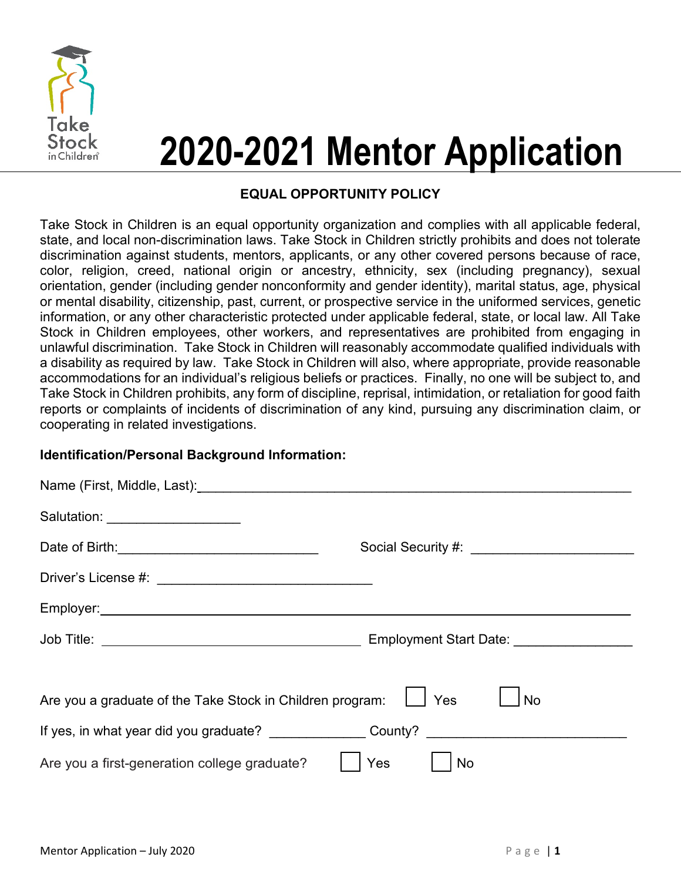# 2020-2021 Mentor Application

**EQUAL OPPORTUNITY POLICY**

Take Stock in Children is an equal opportunity organization and complies with all applicable federal, state, and local non-discrimination laws. Take Stock in Children strictly prohibits and does not tolerate discrimination against students, mentors, applicants, or any other covered persons because of race, color, religion, creed, national origin or ancestry, ethnicity, sex (including pregnancy), sexual orientation, gender (including gender nonconformity and gender identity), marital status, age, physical or mental disability, citizenship, past, current, or prospective service in the uniformed services, genetic information, or any other characteristic protected under applicable federal, state, or local law. All Take Stock in Children employees, other workers, and representatives are prohibited from engaging in unlawful discrimination. Take Stock in Children will reasonably accommodate qualified individuals with a disability as required by law. Take Stock in Children will also, where appropriate, provide reasonable accommodations for an individual's religious beliefs or practices. Finally, no one will be subject to, and Take Stock in Children prohibits, any form of discipline, reprisal, intimidation, or retaliation for good faith reports or complaints of incidents of discrimination of any kind, pursuing any discrimination claim, or cooperating in related investigations.

**Identification/Personal Background Information:**

Name (First, Middle, Last):_______________________________________________

Salutation: __________________

Date of Birth:___________________________ Social Security #: ______________________

Driver's License #: ______________________________

Employer:_______________________________________________________________

Job Title: ____________________________________ Employment Start Date: ________________

Are you a graduate of the Take Stock in Children program: ☐ Yes ☐ No

If yes, in what year did you graduate? _____________ County? ___________________________

Are you a first-generation college graduate? ☐ Yes ☐ No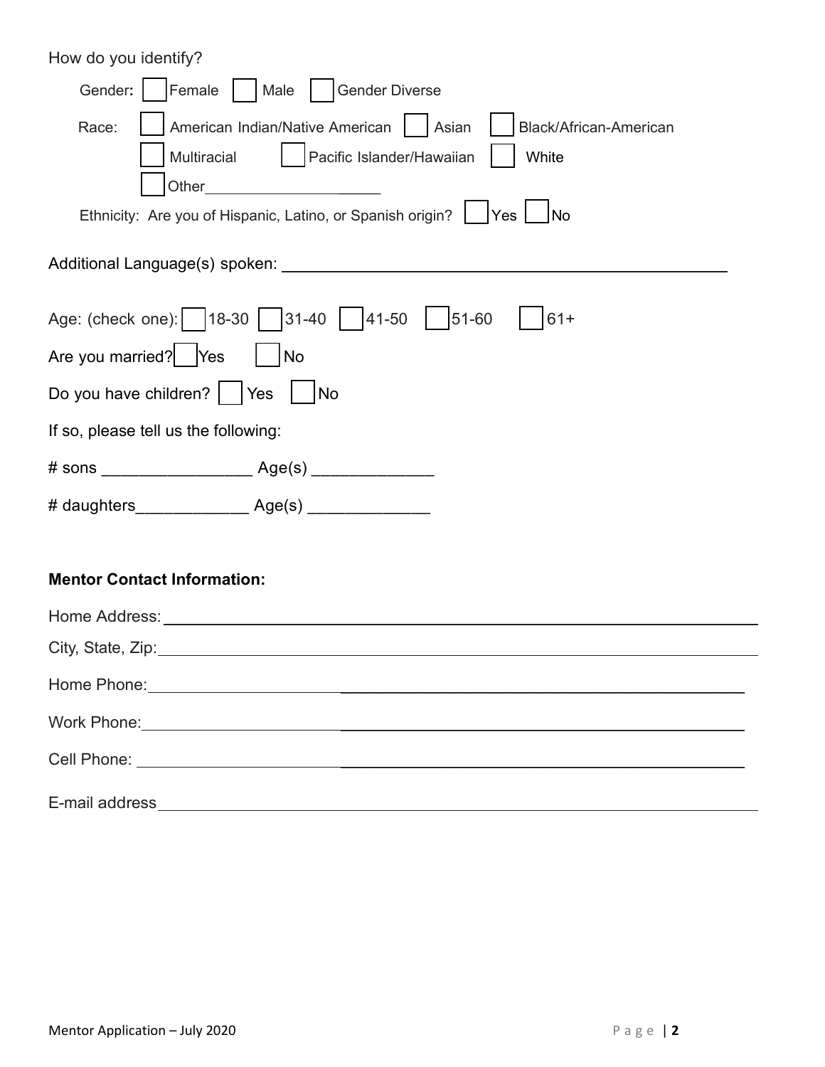How do you identify?

Gender: ☐ Female ☐ Male ☐ Gender Diverse

Race: ☐ American Indian/Native American ☐ Asian ☐ Black/African-American
☐ Multiracial ☐ Pacific Islander/Hawaiian ☐ White
☐ Other_________________________

Ethnicity: Are you of Hispanic, Latino, or Spanish origin? ☐ Yes ☐ No

Additional Language(s) spoken: ______________________________________________

Age: (check one): ☐ 18-30 ☐ 31-40 ☐ 41-50 ☐ 51-60 ☐ 61+

Are you married? ☐ Yes ☐ No

Do you have children? ☐ Yes ☐ No

If so, please tell us the following:

# sons ________________ Age(s) _____________

# daughters____________ Age(s) _____________

**Mentor Contact Information:**

Home Address: ___________________________________________________________

City, State, Zip: _________________________________________________________

Home Phone: ____________________________________________________________

Work Phone: ____________________________________________________________

Cell Phone: _____________________________________________________________

E-mail address ___________________________________________________________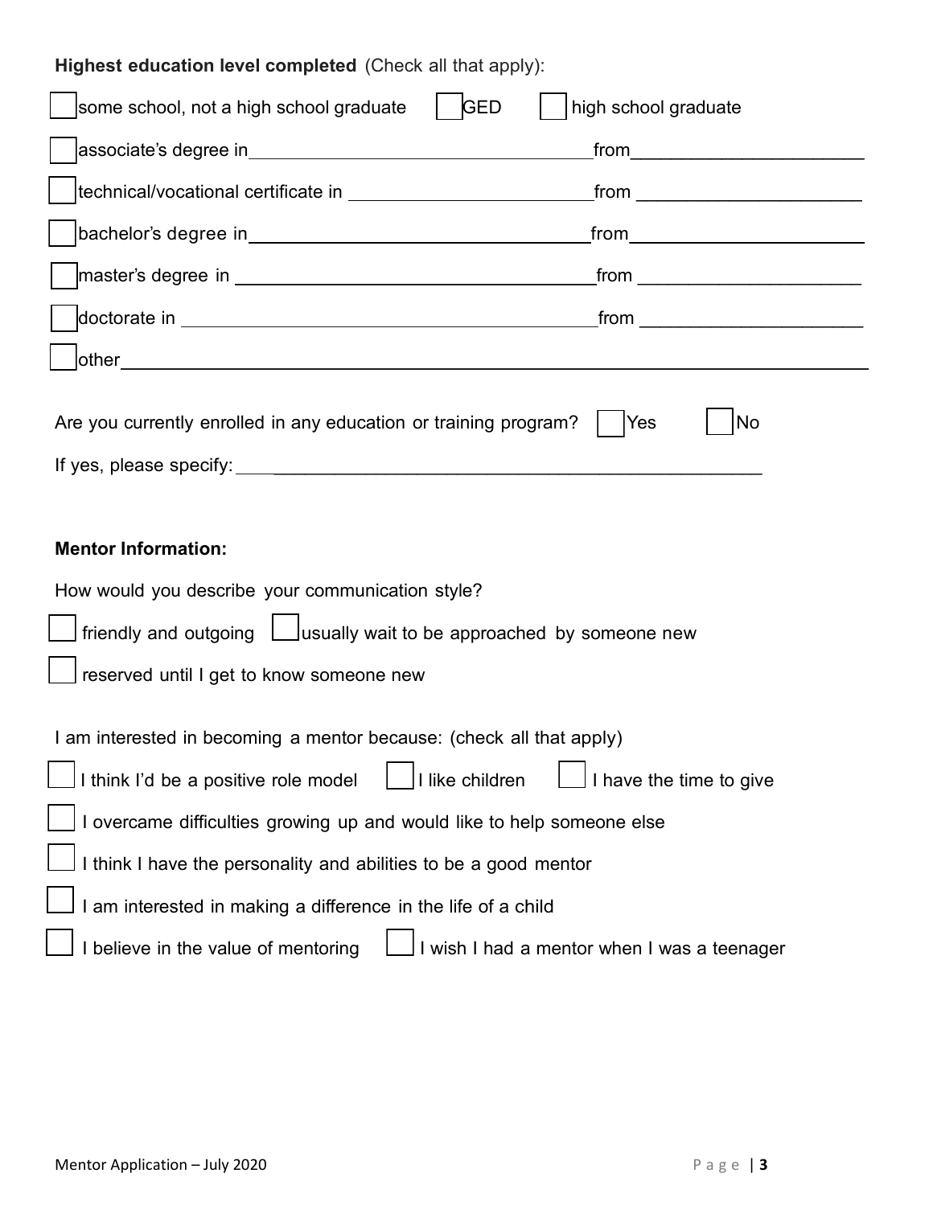**Highest education level completed** (Check all that apply):

☐ some school, not a high school graduate ☐ GED ☐ high school graduate

☐ associate's degree in\_\_\_\_\_\_\_\_\_\_\_\_\_\_\_\_\_\_\_\_\_\_\_\_\_\_\_\_\_\_\_\_\_\_\_from\_\_\_\_\_\_\_\_\_\_\_\_\_\_\_\_\_\_\_\_\_\_\_

☐ technical/vocational certificate in \_\_\_\_\_\_\_\_\_\_\_\_\_\_\_\_\_\_\_\_\_\_\_\_from \_\_\_\_\_\_\_\_\_\_\_\_\_\_\_\_\_\_\_\_\_\_

☐ bachelor's degree in\_\_\_\_\_\_\_\_\_\_\_\_\_\_\_\_\_\_\_\_\_\_\_\_\_\_\_\_\_\_\_\_\_\_\_from\_\_\_\_\_\_\_\_\_\_\_\_\_\_\_\_\_\_\_\_\_\_\_

☐ master's degree in \_\_\_\_\_\_\_\_\_\_\_\_\_\_\_\_\_\_\_\_\_\_\_\_\_\_\_\_\_\_\_\_\_\_\_from \_\_\_\_\_\_\_\_\_\_\_\_\_\_\_\_\_\_\_\_\_\_

☐ doctorate in \_\_\_\_\_\_\_\_\_\_\_\_\_\_\_\_\_\_\_\_\_\_\_\_\_\_\_\_\_\_\_\_\_\_\_\_\_\_\_\_from \_\_\_\_\_\_\_\_\_\_\_\_\_\_\_\_\_\_\_\_\_\_

☐ other\_\_\_\_\_\_\_\_\_\_\_\_\_\_\_\_\_\_\_\_\_\_\_\_\_\_\_\_\_\_\_\_\_\_\_\_\_\_\_\_\_\_\_\_\_\_\_\_\_\_\_\_\_\_\_\_\_\_\_\_\_\_\_\_\_\_\_\_\_\_\_\_\_\_

Are you currently enrolled in any education or training program? ☐ Yes ☐ No

If yes, please specify: \_\_\_\_\_\_\_\_\_\_\_\_\_\_\_\_\_\_\_\_\_\_\_\_\_\_\_\_\_\_\_\_\_\_\_\_\_\_\_\_\_\_\_\_\_\_\_\_\_\_\_\_\_

**Mentor Information:**

How would you describe your communication style?

☐ friendly and outgoing ☐ usually wait to be approached by someone new

☐ reserved until I get to know someone new

I am interested in becoming a mentor because: (check all that apply)

☐ I think I'd be a positive role model ☐ I like children ☐ I have the time to give

☐ I overcame difficulties growing up and would like to help someone else

☐ I think I have the personality and abilities to be a good mentor

☐ I am interested in making a difference in the life of a child

☐ I believe in the value of mentoring ☐ I wish I had a mentor when I was a teenager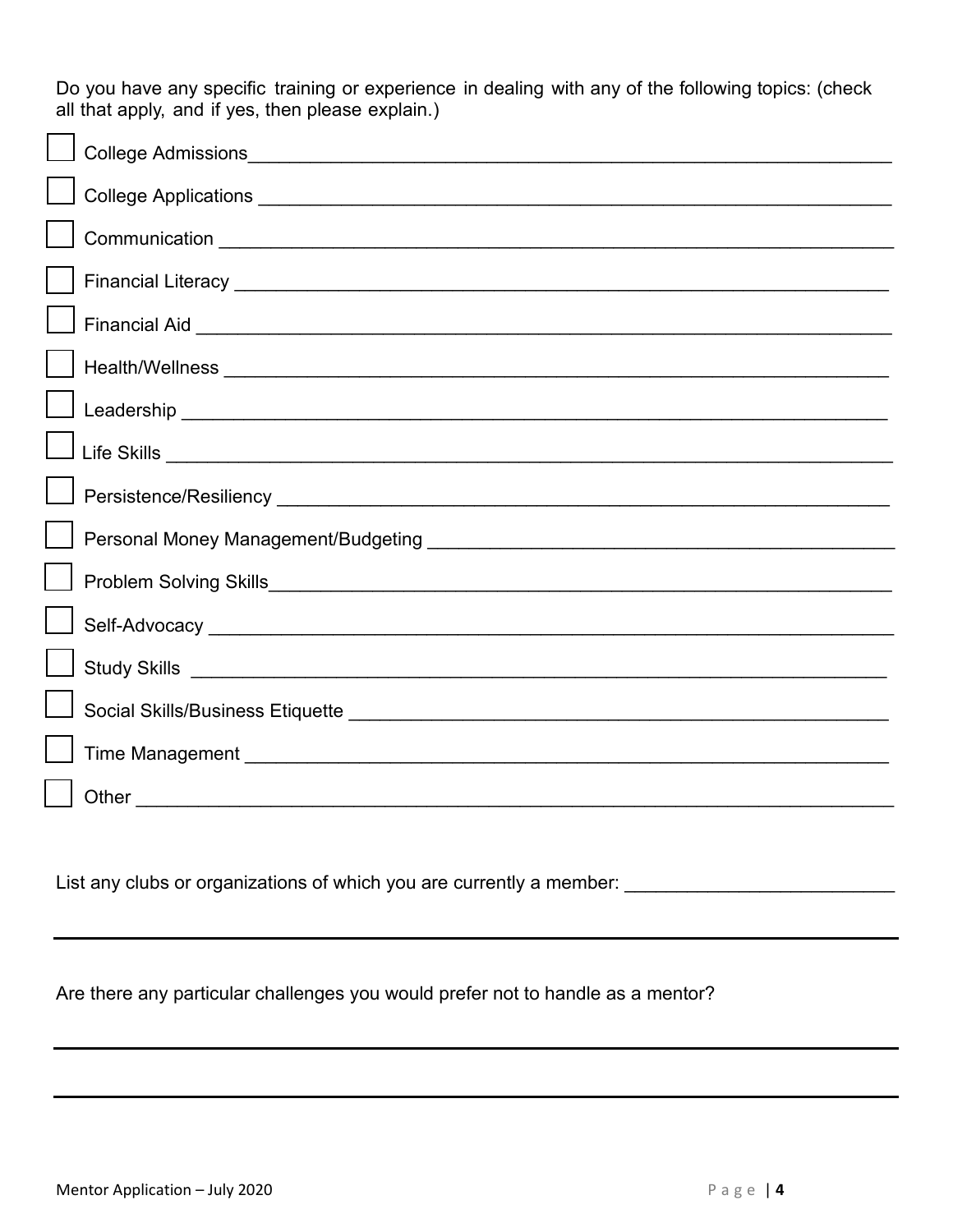Do you have any specific training or experience in dealing with any of the following topics: (check all that apply, and if yes, then please explain.)

- [ ] College Admissions_______________________________________________________________
- [ ] College Applications _______________________________________________________________
- [ ] Communication _______________________________________________________________
- [ ] Financial Literacy _______________________________________________________________
- [ ] Financial Aid _______________________________________________________________
- [ ] Health/Wellness _______________________________________________________________
- [ ] Leadership _______________________________________________________________
- [ ] Life Skills _______________________________________________________________
- [ ] Persistence/Resiliency _______________________________________________________________
- [ ] Personal Money Management/Budgeting ___________________________________________
- [ ] Problem Solving Skills_______________________________________________________________
- [ ] Self-Advocacy _______________________________________________________________
- [ ] Study Skills _______________________________________________________________
- [ ] Social Skills/Business Etiquette ___________________________________________________
- [ ] Time Management _______________________________________________________________
- [ ] Other _______________________________________________________________

List any clubs or organizations of which you are currently a member: _________________________

_______________________________________________________________________________

Are there any particular challenges you would prefer not to handle as a mentor?

_______________________________________________________________________________

_______________________________________________________________________________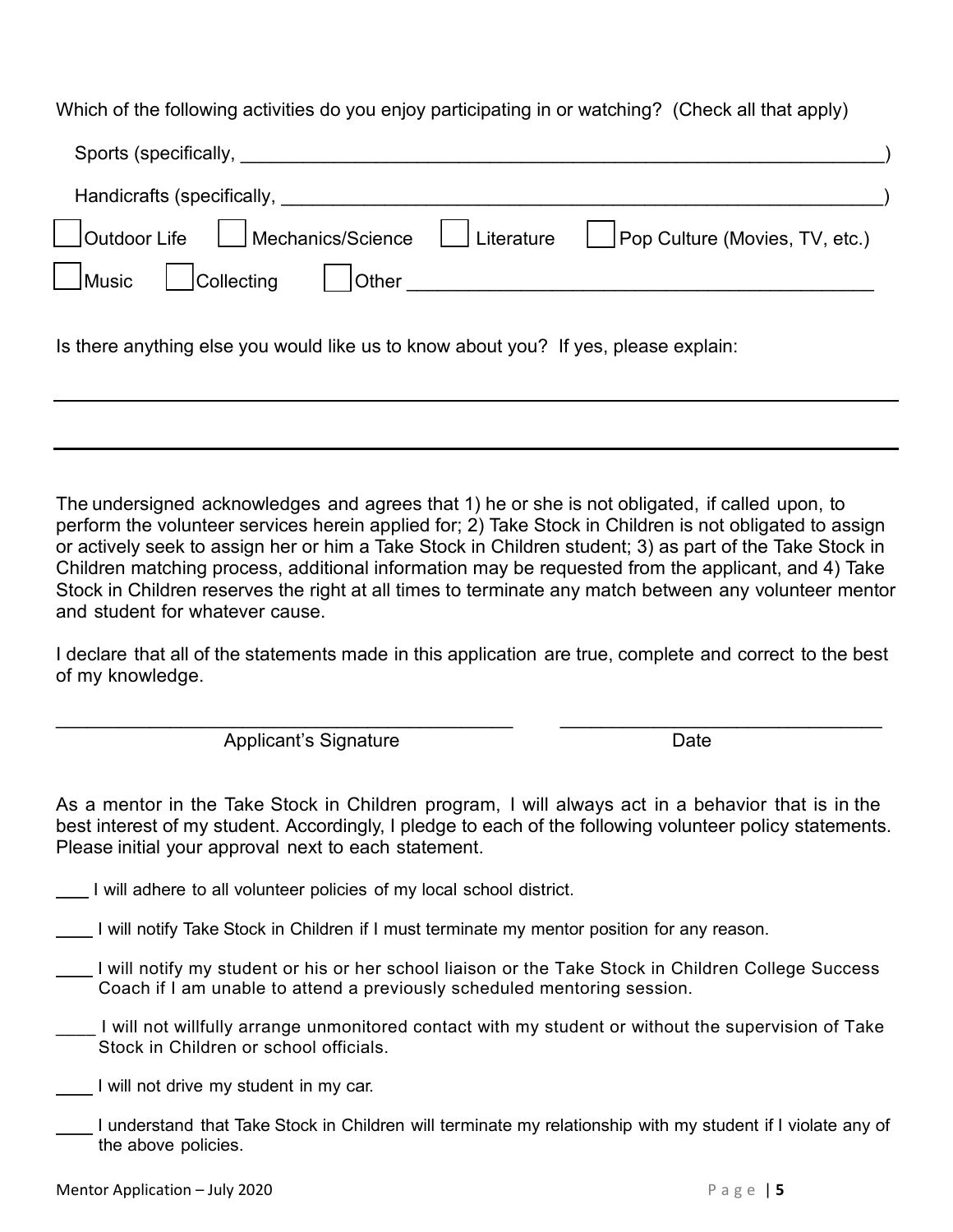Which of the following activities do you enjoy participating in or watching? (Check all that apply)

Sports (specifically, ______________________________________________________________)

Handicrafts (specifically, ___________________________________________________________)

☐ Outdoor Life ☐ Mechanics/Science ☐ Literature ☐ Pop Culture (Movies, TV, etc.)

☐ Music ☐ Collecting ☐ Other ____________________________________________

Is there anything else you would like us to know about you? If yes, please explain:

______________________________________________________________________________

______________________________________________________________________________

The undersigned acknowledges and agrees that 1) he or she is not obligated, if called upon, to perform the volunteer services herein applied for; 2) Take Stock in Children is not obligated to assign or actively seek to assign her or him a Take Stock in Children student; 3) as part of the Take Stock in Children matching process, additional information may be requested from the applicant, and 4) Take Stock in Children reserves the right at all times to terminate any match between any volunteer mentor and student for whatever cause.

I declare that all of the statements made in this application are true, complete and correct to the best of my knowledge.

_____________________________________________ ______________________________

Applicant's Signature Date

As a mentor in the Take Stock in Children program, I will always act in a behavior that is in the best interest of my student. Accordingly, I pledge to each of the following volunteer policy statements. Please initial your approval next to each statement.

___ I will adhere to all volunteer policies of my local school district.

____ I will notify Take Stock in Children if I must terminate my mentor position for any reason.

____ I will notify my student or his or her school liaison or the Take Stock in Children College Success Coach if I am unable to attend a previously scheduled mentoring session.

____ I will not willfully arrange unmonitored contact with my student or without the supervision of Take Stock in Children or school officials.

____ I will not drive my student in my car.

____ I understand that Take Stock in Children will terminate my relationship with my student if I violate any of the above policies.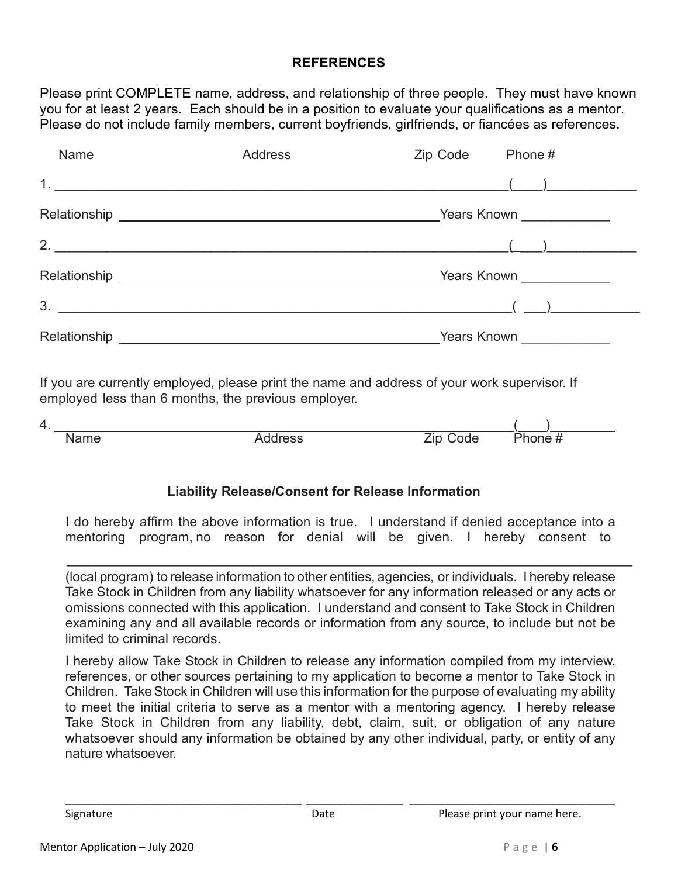## REFERENCES

Please print COMPLETE name, address, and relationship of three people. They must have known you for at least 2 years. Each should be in a position to evaluate your qualifications as a mentor. Please do not include family members, current boyfriends, girlfriends, or fiancées as references.

Name Address Zip Code Phone #

1. ________________________________________________________________(____)____________

Relationship ____________________________________________Years Known ____________

2. ________________________________________________________________(____)____________

Relationship ____________________________________________Years Known ____________

3. ________________________________________________________________(____)____________

Relationship ____________________________________________Years Known ____________

If you are currently employed, please print the name and address of your work supervisor. If employed less than 6 months, the previous employer.

4. ________________________________________________________________(____)________

Name Address Zip Code Phone #

### Liability Release/Consent for Release Information

I do hereby affirm the above information is true. I understand if denied acceptance into a mentoring program, no reason for denial will be given. I hereby consent to

________________________________________________________________________________

(local program) to release information to other entities, agencies, or individuals. I hereby release Take Stock in Children from any liability whatsoever for any information released or any acts or omissions connected with this application. I understand and consent to Take Stock in Children examining any and all available records or information from any source, to include but not be limited to criminal records.

I hereby allow Take Stock in Children to release any information compiled from my interview, references, or other sources pertaining to my application to become a mentor to Take Stock in Children. Take Stock in Children will use this information for the purpose of evaluating my ability to meet the initial criteria to serve as a mentor with a mentoring agency. I hereby release Take Stock in Children from any liability, debt, claim, suit, or obligation of any nature whatsoever should any information be obtained by any other individual, party, or entity of any nature whatsoever.

_________________________________ ______________ ______________________________

Signature Date Please print your name here.

Mentor Application – July 2020